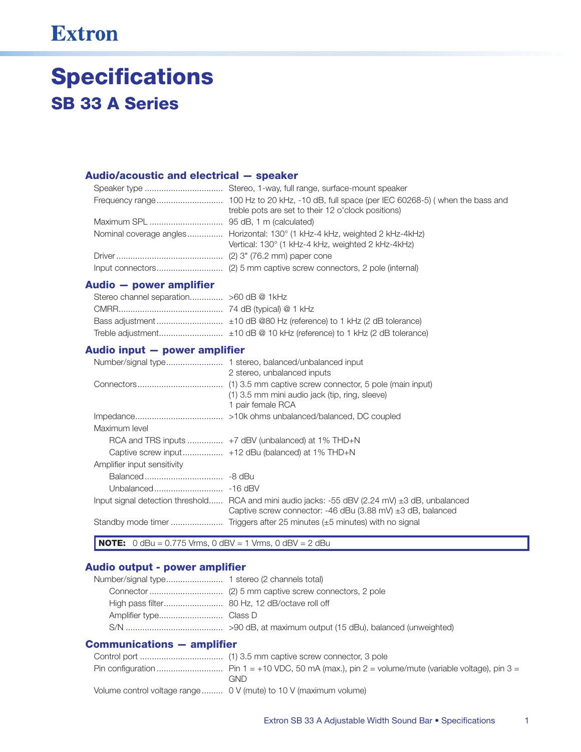Extron

# Specifications

## SB 33 A Series

### Audio/acoustic and electrical — speaker

| | |
|---|---|
| Speaker type | Stereo, 1-way, full range, surface-mount speaker |
| Frequency range | 100 Hz to 20 kHz, -10 dB, full space (per IEC 60268-5) ( when the bass and treble pots are set to their 12 o'clock positions) |
| Maximum SPL | 95 dB, 1 m (calculated) |
| Nominal coverage angles | Horizontal: 130° (1 kHz-4 kHz, weighted 2 kHz-4kHz)<br>Vertical: 130° (1 kHz-4 kHz, weighted 2 kHz-4kHz) |
| Driver | (2) 3" (76.2 mm) paper cone |
| Input connectors | (2) 5 mm captive screw connectors, 2 pole (internal) |

### Audio — power amplifier

| | |
|---|---|
| Stereo channel separation | >60 dB @ 1kHz |
| CMRR | 74 dB (typical) @ 1 kHz |
| Bass adjustment | ±10 dB @80 Hz (reference) to 1 kHz (2 dB tolerance) |
| Treble adjustment | ±10 dB @ 10 kHz (reference) to 1 kHz (2 dB tolerance) |

### Audio input — power amplifier

| | |
|---|---|
| Number/signal type | 1 stereo, balanced/unbalanced input<br>2 stereo, unbalanced inputs |
| Connectors | (1) 3.5 mm captive screw connector, 5 pole (main input)<br>(1) 3.5 mm mini audio jack (tip, ring, sleeve)<br>1 pair female RCA |
| Impedance | >10k ohms unbalanced/balanced, DC coupled |
| Maximum level | |
| RCA and TRS inputs | +7 dBV (unbalanced) at 1% THD+N |
| Captive screw input | +12 dBu (balanced) at 1% THD+N |
| Amplifier input sensitivity | |
| Balanced | -8 dBu |
| Unbalanced | -16 dBV |
| Input signal detection threshold | RCA and mini audio jacks: -55 dBV (2.24 mV) ±3 dB, unbalanced<br>Captive screw connector: -46 dBu (3.88 mV) ±3 dB, balanced |
| Standby mode timer | Triggers after 25 minutes (±5 minutes) with no signal |

**NOTE:** 0 dBu = 0.775 Vrms, 0 dBV = 1 Vrms, 0 dBV = 2 dBu

### Audio output - power amplifier

| | |
|---|---|
| Number/signal type | 1 stereo (2 channels total) |
| Connector | (2) 5 mm captive screw connectors, 2 pole |
| High pass filter | 80 Hz, 12 dB/octave roll off |
| Amplifier type | Class D |
| S/N | >90 dB, at maximum output (15 dBu), balanced (unweighted) |

### Communications — amplifier

| | |
|---|---|
| Control port | (1) 3.5 mm captive screw connector, 3 pole |
| Pin configuration | Pin 1 = +10 VDC, 50 mA (max.), pin 2 = volume/mute (variable voltage), pin 3 = GND |
| Volume control voltage range | 0 V (mute) to 10 V (maximum volume) |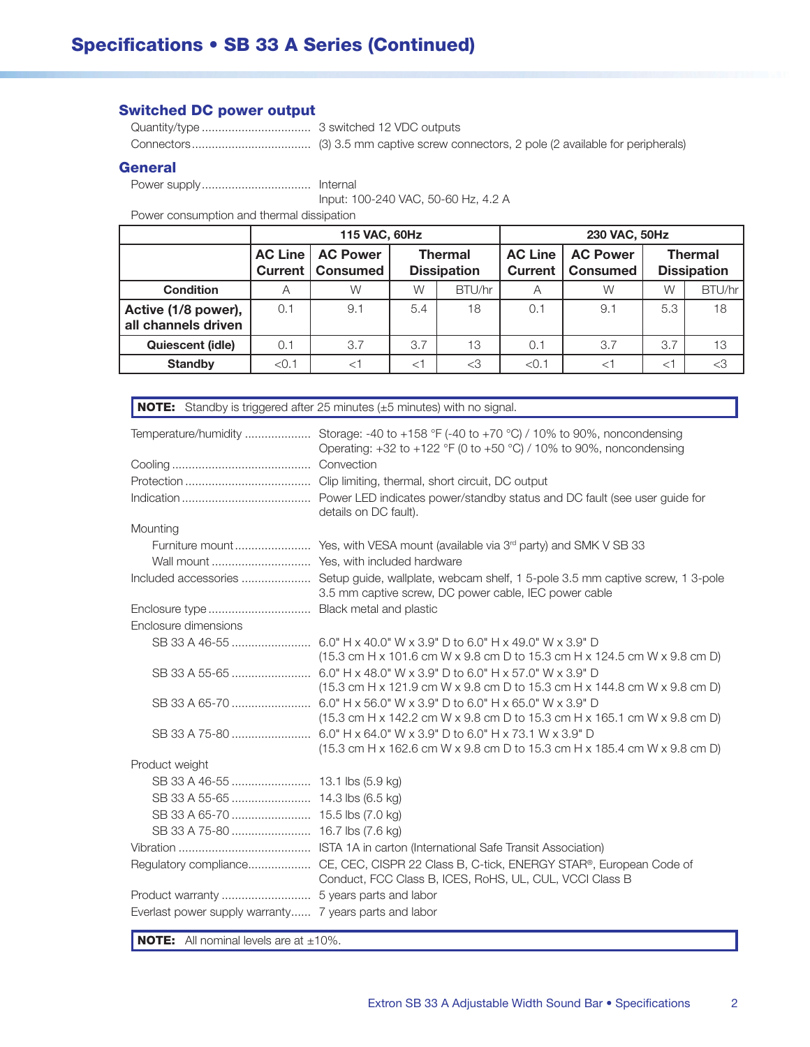## Specifications • SB 33 A Series (Continued)

### Switched DC power output

Quantity/type ................................ 3 switched 12 VDC outputs

Connectors .................................... (3) 3.5 mm captive screw connectors, 2 pole (2 available for peripherals)

### General

Power supply ................................. Internal
Input: 100-240 VAC, 50-60 Hz, 4.2 A

Power consumption and thermal dissipation

| | 115 VAC, 60Hz | | | | 230 VAC, 50Hz | | | |
|---|---|---|---|---|---|---|---|---|
| | **AC Line Current** | **AC Power Consumed** | **Thermal Dissipation** | | **AC Line Current** | **AC Power Consumed** | **Thermal Dissipation** | |
| **Condition** | A | W | W | BTU/hr | A | W | W | BTU/hr |
| **Active (1/8 power), all channels driven** | 0.1 | 9.1 | 5.4 | 18 | 0.1 | 9.1 | 5.3 | 18 |
| **Quiescent (idle)** | 0.1 | 3.7 | 3.7 | 13 | 0.1 | 3.7 | 3.7 | 13 |
| **Standby** | <0.1 | <1 | <1 | <3 | <0.1 | <1 | <1 | <3 |

**NOTE:** Standby is triggered after 25 minutes (±5 minutes) with no signal.

Temperature/humidity .................... Storage: -40 to +158 °F (-40 to +70 °C) / 10% to 90%, noncondensing
Operating: +32 to +122 °F (0 to +50 °C) / 10% to 90%, noncondensing

Cooling .......................................... Convection

Protection ...................................... Clip limiting, thermal, short circuit, DC output

Indication ....................................... Power LED indicates power/standby status and DC fault (see user guide for details on DC fault).

Mounting

- Furniture mount ....................... Yes, with VESA mount (available via 3rd party) and SMK V SB 33
- Wall mount .............................. Yes, with included hardware

Included accessories ..................... Setup guide, wallplate, webcam shelf, 1 5-pole 3.5 mm captive screw, 1 3-pole 3.5 mm captive screw, DC power cable, IEC power cable

Enclosure type ............................... Black metal and plastic

Enclosure dimensions

- SB 33 A 46-55 ........................ 6.0" H x 40.0" W x 3.9" D to 6.0" H x 49.0" W x 3.9" D
(15.3 cm H x 101.6 cm W x 9.8 cm D to 15.3 cm H x 124.5 cm W x 9.8 cm D)
- SB 33 A 55-65 ........................ 6.0" H x 48.0" W x 3.9" D to 6.0" H x 57.0" W x 3.9" D
(15.3 cm H x 121.9 cm W x 9.8 cm D to 15.3 cm H x 144.8 cm W x 9.8 cm D)
- SB 33 A 65-70 ........................ 6.0" H x 56.0" W x 3.9" D to 6.0" H x 65.0" W x 3.9" D
(15.3 cm H x 142.2 cm W x 9.8 cm D to 15.3 cm H x 165.1 cm W x 9.8 cm D)
- SB 33 A 75-80 ........................ 6.0" H x 64.0" W x 3.9" D to 6.0" H x 73.1 W x 3.9" D
(15.3 cm H x 162.6 cm W x 9.8 cm D to 15.3 cm H x 185.4 cm W x 9.8 cm D)

Product weight

- SB 33 A 46-55 ........................ 13.1 lbs (5.9 kg)
- SB 33 A 55-65 ........................ 14.3 lbs (6.5 kg)
- SB 33 A 65-70 ........................ 15.5 lbs (7.0 kg)
- SB 33 A 75-80 ........................ 16.7 lbs (7.6 kg)

Vibration ........................................ ISTA 1A in carton (International Safe Transit Association)

Regulatory compliance................... CE, CEC, CISPR 22 Class B, C-tick, ENERGY STAR®, European Code of Conduct, FCC Class B, ICES, RoHS, UL, CUL, VCCI Class B

Product warranty ........................... 5 years parts and labor

Everlast power supply warranty...... 7 years parts and labor

**NOTE:** All nominal levels are at ±10%.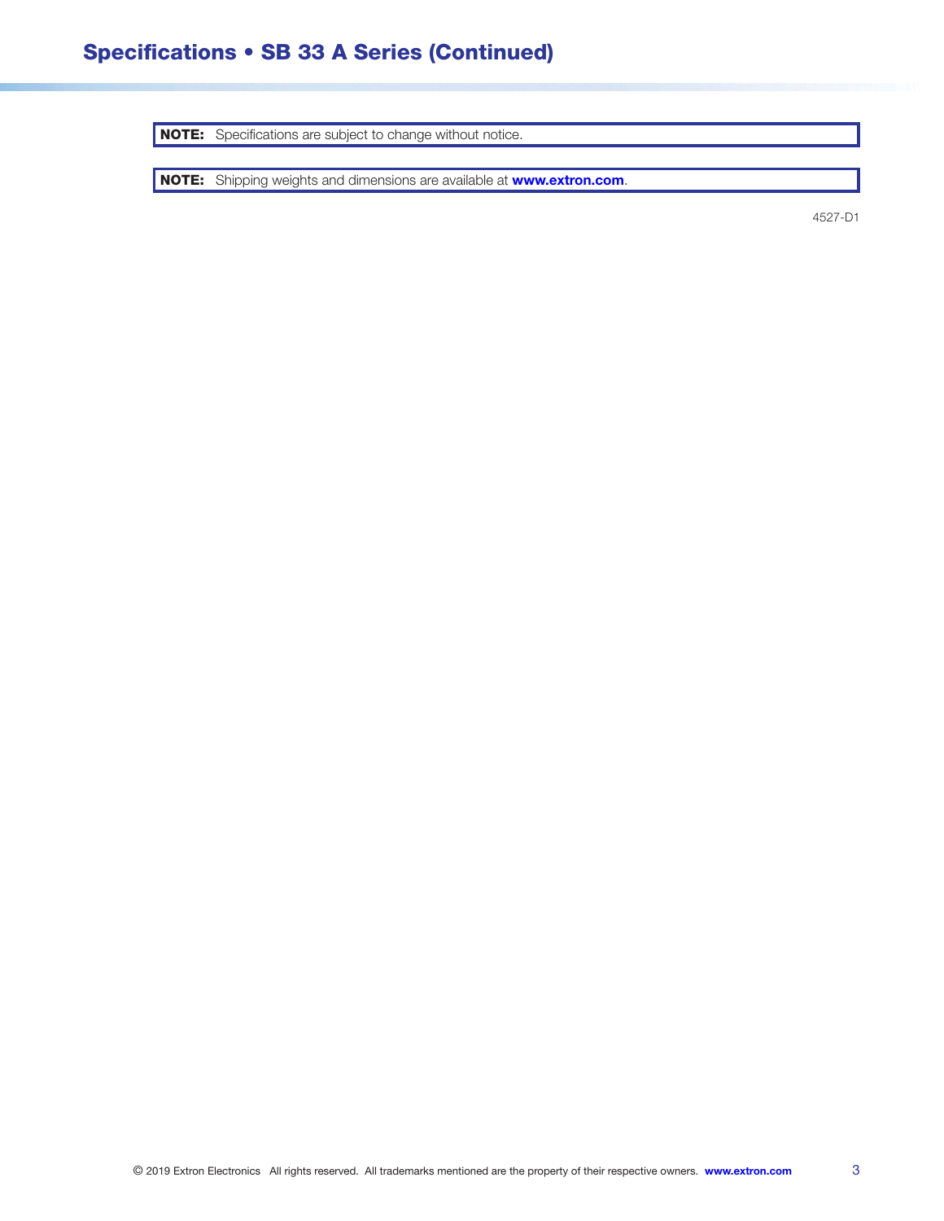## Specifications • SB 33 A Series (Continued)

**NOTE:** Specifications are subject to change without notice.

**NOTE:** Shipping weights and dimensions are available at **www.extron.com**.

4527-D1

© 2019 Extron Electronics All rights reserved. All trademarks mentioned are the property of their respective owners. **www.extron.com**